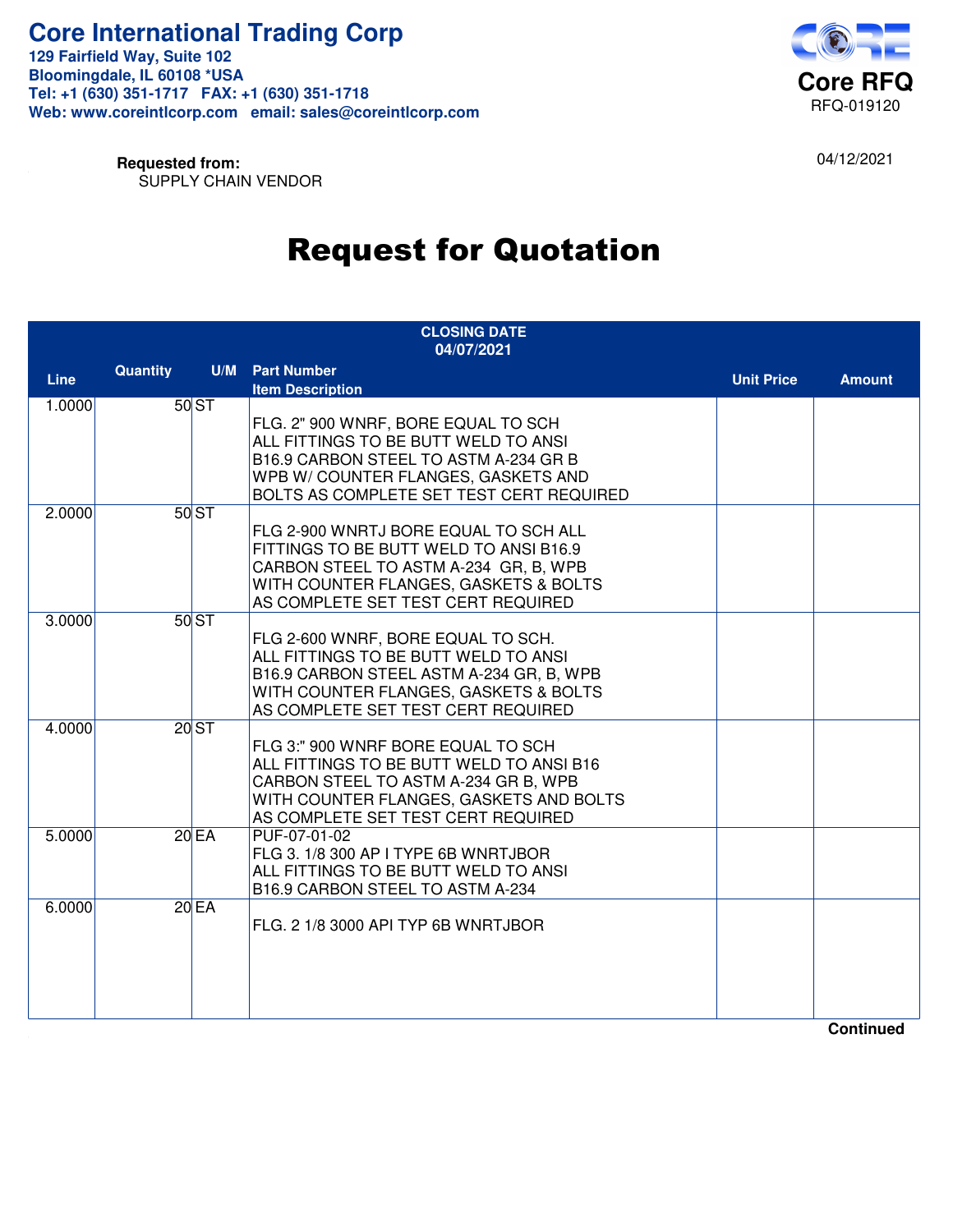# Core International Trading Corp

**129 Fairfield Way, Suite 102**
**Bloomingdale, IL 60108 *USA**
**Tel: +1 (630) 351-1717 FAX: +1 (630) 351-1718**
**Web: www.coreintlcorp.com email: sales@coreintlcorp.com**

**Core RFQ**
RFQ-019120

04/12/2021

**Requested from:**
SUPPLY CHAIN VENDOR

# Request for Quotation

**CLOSING DATE**
**04/07/2021**

| Line | Quantity | U/M | Part Number / Item Description | Unit Price | Amount |
|---|---|---|---|---|---|
| 1.0000 | 50 | ST | FLG. 2" 900 WNRF, BORE EQUAL TO SCH ALL FITTINGS TO BE BUTT WELD TO ANSI B16.9 CARBON STEEL TO ASTM A-234 GR B WPB W/ COUNTER FLANGES, GASKETS AND BOLTS AS COMPLETE SET TEST CERT REQUIRED | | |
| 2.0000 | 50 | ST | FLG 2-900 WNRTJ BORE EQUAL TO SCH ALL FITTINGS TO BE BUTT WELD TO ANSI B16.9 CARBON STEEL TO ASTM A-234 GR, B, WPB WITH COUNTER FLANGES, GASKETS & BOLTS AS COMPLETE SET TEST CERT REQUIRED | | |
| 3.0000 | 50 | ST | FLG 2-600 WNRF, BORE EQUAL TO SCH. ALL FITTINGS TO BE BUTT WELD TO ANSI B16.9 CARBON STEEL ASTM A-234 GR, B, WPB WITH COUNTER FLANGES, GASKETS & BOLTS AS COMPLETE SET TEST CERT REQUIRED | | |
| 4.0000 | 20 | ST | FLG 3:" 900 WNRF BORE EQUAL TO SCH ALL FITTINGS TO BE BUTT WELD TO ANSI B16 CARBON STEEL TO ASTM A-234 GR B, WPB WITH COUNTER FLANGES, GASKETS AND BOLTS AS COMPLETE SET TEST CERT REQUIRED | | |
| 5.0000 | 20 | EA | PUF-07-01-02<br>FLG 3. 1/8 300 AP I TYPE 6B WNRTJBOR ALL FITTINGS TO BE BUTT WELD TO ANSI B16.9 CARBON STEEL TO ASTM A-234 | | |
| 6.0000 | 20 | EA | FLG. 2 1/8 3000 API TYP 6B WNRTJBOR | | |

**Continued**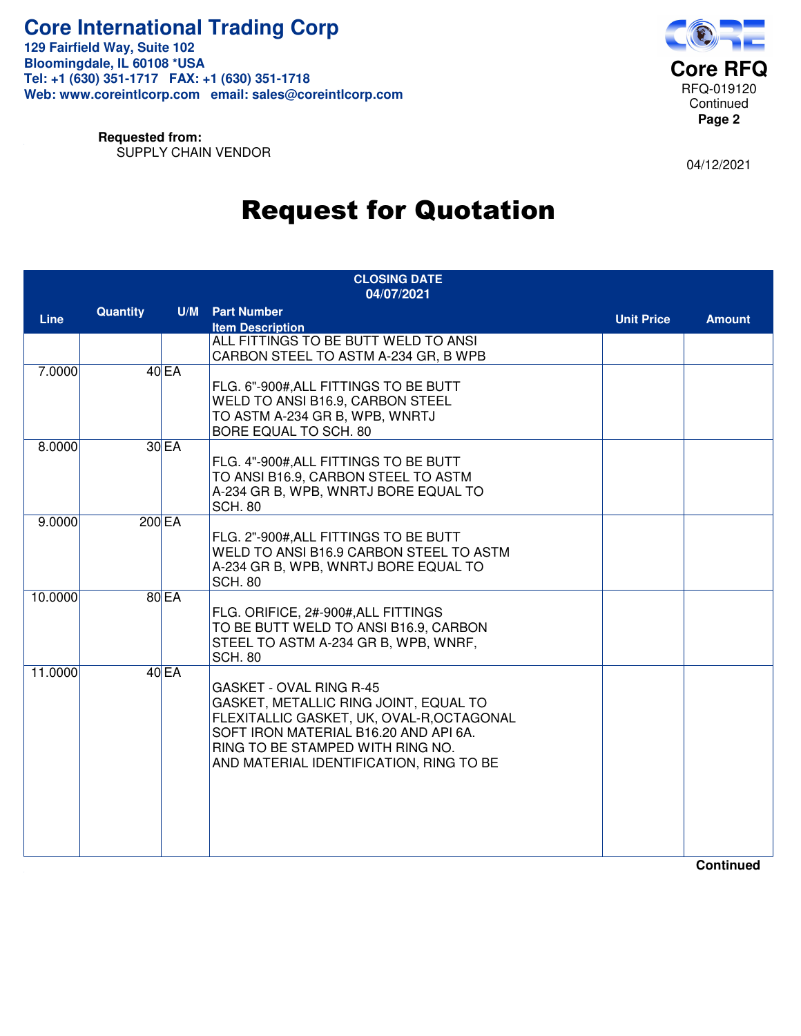# Core International Trading Corp

**129 Fairfield Way, Suite 102**
**Bloomingdale, IL 60108 *USA**
**Tel: +1 (630) 351-1717 FAX: +1 (630) 351-1718**
**Web: www.coreintlcorp.com email: sales@coreintlcorp.com**

**Core RFQ**
RFQ-019120
Continued

04/12/2021

**Requested from:**
SUPPLY CHAIN VENDOR

# Request for Quotation

**CLOSING DATE**
**04/07/2021**

| Line | Quantity | U/M | Part Number<br>Item Description | Unit Price | Amount |
|---|---|---|---|---|---|
| | | | ALL FITTINGS TO BE BUTT WELD TO ANSI<br>CARBON STEEL TO ASTM A-234 GR, B WPB | | |
| 7.0000 | 40 | EA | FLG. 6"-900#,ALL FITTINGS TO BE BUTT<br>WELD TO ANSI B16.9, CARBON STEEL<br>TO ASTM A-234 GR B, WPB, WNRTJ<br>BORE EQUAL TO SCH. 80 | | |
| 8.0000 | 30 | EA | FLG. 4"-900#,ALL FITTINGS TO BE BUTT<br>TO ANSI B16.9, CARBON STEEL TO ASTM<br>A-234 GR B, WPB, WNRTJ BORE EQUAL TO<br>SCH. 80 | | |
| 9.0000 | 200 | EA | FLG. 2"-900#,ALL FITTINGS TO BE BUTT<br>WELD TO ANSI B16.9 CARBON STEEL TO ASTM<br>A-234 GR B, WPB, WNRTJ BORE EQUAL TO<br>SCH. 80 | | |
| 10.0000 | 80 | EA | FLG. ORIFICE, 2#-900#,ALL FITTINGS<br>TO BE BUTT WELD TO ANSI B16.9, CARBON<br>STEEL TO ASTM A-234 GR B, WPB, WNRF,<br>SCH. 80 | | |
| 11.0000 | 40 | EA | GASKET - OVAL RING R-45<br>GASKET, METALLIC RING JOINT, EQUAL TO<br>FLEXITALLIC GASKET, UK, OVAL-R,OCTAGONAL<br>SOFT IRON MATERIAL B16.20 AND API 6A.<br>RING TO BE STAMPED WITH RING NO.<br>AND MATERIAL IDENTIFICATION, RING TO BE | | |

**Continued**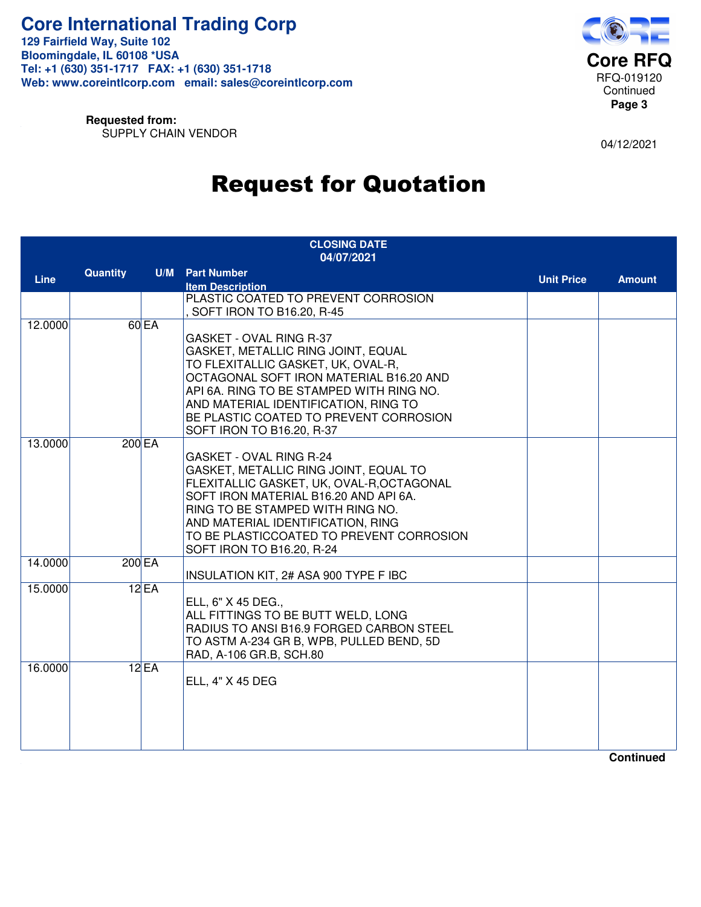**Core International Trading Corp**
129 Fairfield Way, Suite 102
Bloomingdale, IL 60108 *USA
Tel: +1 (630) 351-1717 FAX: +1 (630) 351-1718
Web: www.coreintlcorp.com email: sales@coreintlcorp.com

**Core RFQ**
RFQ-019120
Continued

**Requested from:**
SUPPLY CHAIN VENDOR

04/12/2021

# Request for Quotation

**CLOSING DATE**
**04/07/2021**

| Line | Quantity | U/M | Part Number / Item Description | Unit Price | Amount |
|---|---|---|---|---|---|
| | | | PLASTIC COATED TO PREVENT CORROSION<br>, SOFT IRON TO B16.20, R-45 | | |
| 12.0000 | 60 | EA | GASKET - OVAL RING R-37<br>GASKET, METALLIC RING JOINT, EQUAL<br>TO FLEXITALLIC GASKET, UK, OVAL-R,<br>OCTAGONAL SOFT IRON MATERIAL B16.20 AND<br>API 6A. RING TO BE STAMPED WITH RING NO.<br>AND MATERIAL IDENTIFICATION, RING TO<br>BE PLASTIC COATED TO PREVENT CORROSION<br>SOFT IRON TO B16.20, R-37 | | |
| 13.0000 | 200 | EA | GASKET - OVAL RING R-24<br>GASKET, METALLIC RING JOINT, EQUAL TO<br>FLEXITALLIC GASKET, UK, OVAL-R,OCTAGONAL<br>SOFT IRON MATERIAL B16.20 AND API 6A.<br>RING TO BE STAMPED WITH RING NO.<br>AND MATERIAL IDENTIFICATION, RING<br>TO BE PLASTICCOATED TO PREVENT CORROSION<br>SOFT IRON TO B16.20, R-24 | | |
| 14.0000 | 200 | EA | INSULATION KIT, 2# ASA 900 TYPE F IBC | | |
| 15.0000 | 12 | EA | ELL, 6" X 45 DEG.,<br>ALL FITTINGS TO BE BUTT WELD, LONG<br>RADIUS TO ANSI B16.9 FORGED CARBON STEEL<br>TO ASTM A-234 GR B, WPB, PULLED BEND, 5D<br>RAD, A-106 GR.B, SCH.80 | | |
| 16.0000 | 12 | EA | ELL, 4" X 45 DEG | | |

**Continued**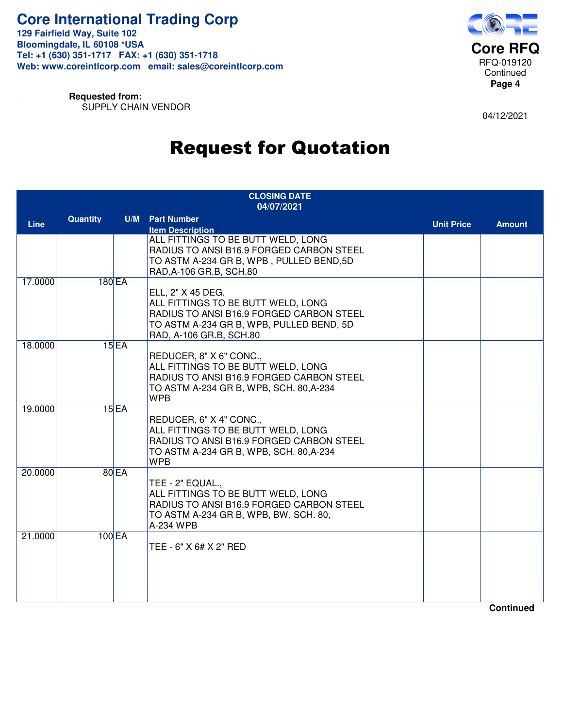# Core International Trading Corp

**129 Fairfield Way, Suite 102**
**Bloomingdale, IL 60108 *USA**
**Tel: +1 (630) 351-1717 FAX: +1 (630) 351-1718**
**Web: www.coreintlcorp.com email: sales@coreintlcorp.com**

**Core RFQ**
RFQ-019120
Continued
**Page 4**

**Requested from:**
SUPPLY CHAIN VENDOR

04/12/2021

# Request for Quotation

**CLOSING DATE**
**04/07/2021**

| Line | Quantity | U/M | Part Number<br>Item Description | Unit Price | Amount |
|---|---|---|---|---|---|
| | | | ALL FITTINGS TO BE BUTT WELD, LONG RADIUS TO ANSI B16.9 FORGED CARBON STEEL TO ASTM A-234 GR B, WPB , PULLED BEND,5D RAD,A-106 GR.B, SCH.80 | | |
| 17.0000 | 180 | EA | ELL, 2" X 45 DEG.<br>ALL FITTINGS TO BE BUTT WELD, LONG RADIUS TO ANSI B16.9 FORGED CARBON STEEL TO ASTM A-234 GR B, WPB, PULLED BEND, 5D RAD, A-106 GR.B, SCH.80 | | |
| 18.0000 | 15 | EA | REDUCER, 8" X 6" CONC.,<br>ALL FITTINGS TO BE BUTT WELD, LONG RADIUS TO ANSI B16.9 FORGED CARBON STEEL TO ASTM A-234 GR B, WPB, SCH. 80,A-234 WPB | | |
| 19.0000 | 15 | EA | REDUCER, 6" X 4" CONC.,<br>ALL FITTINGS TO BE BUTT WELD, LONG RADIUS TO ANSI B16.9 FORGED CARBON STEEL TO ASTM A-234 GR B, WPB, SCH. 80,A-234 WPB | | |
| 20.0000 | 80 | EA | TEE - 2" EQUAL.,<br>ALL FITTINGS TO BE BUTT WELD, LONG RADIUS TO ANSI B16.9 FORGED CARBON STEEL TO ASTM A-234 GR B, WPB, BW, SCH. 80, A-234 WPB | | |
| 21.0000 | 100 | EA | TEE - 6" X 6# X 2" RED | | |

**Continued**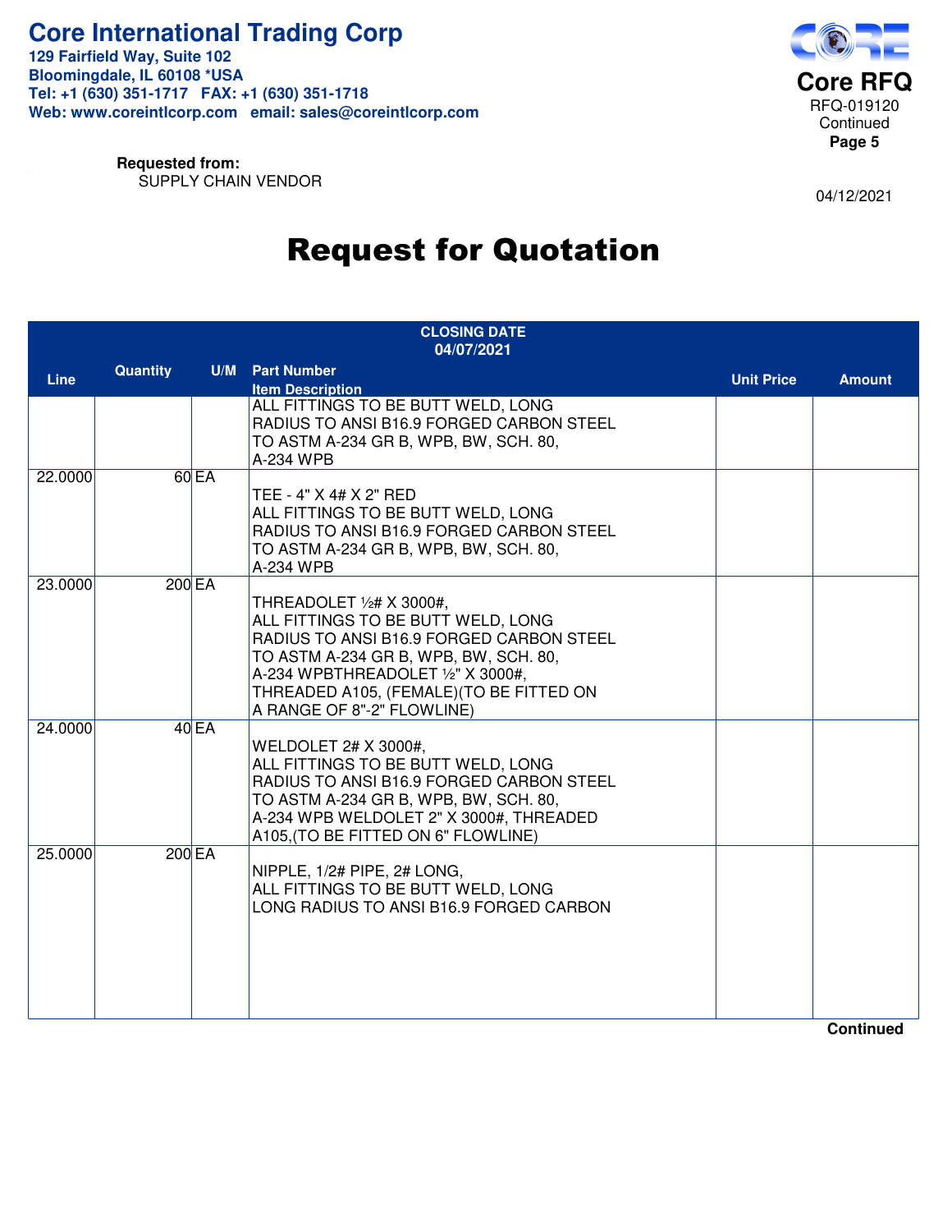# Core International Trading Corp

**129 Fairfield Way, Suite 102**
**Bloomingdale, IL 60108 *USA**
**Tel: +1 (630) 351-1717 FAX: +1 (630) 351-1718**
**Web: www.coreintlcorp.com email: sales@coreintlcorp.com**

**Core RFQ**
RFQ-019120
Continued

**Requested from:**
SUPPLY CHAIN VENDOR

04/12/2021

# Request for Quotation

**CLOSING DATE**
**04/07/2021**

| Line | Quantity | U/M | Part Number<br>Item Description | Unit Price | Amount |
|---|---|---|---|---|---|
| | | | ALL FITTINGS TO BE BUTT WELD, LONG RADIUS TO ANSI B16.9 FORGED CARBON STEEL TO ASTM A-234 GR B, WPB, BW, SCH. 80, A-234 WPB | | |
| 22.0000 | 60 | EA | TEE - 4" X 4# X 2" RED<br>ALL FITTINGS TO BE BUTT WELD, LONG RADIUS TO ANSI B16.9 FORGED CARBON STEEL TO ASTM A-234 GR B, WPB, BW, SCH. 80, A-234 WPB | | |
| 23.0000 | 200 | EA | THREADOLET ½# X 3000#,<br>ALL FITTINGS TO BE BUTT WELD, LONG RADIUS TO ANSI B16.9 FORGED CARBON STEEL TO ASTM A-234 GR B, WPB, BW, SCH. 80, A-234 WPBTHREADOLET ½" X 3000#, THREADED A105, (FEMALE)(TO BE FITTED ON A RANGE OF 8"-2" FLOWLINE) | | |
| 24.0000 | 40 | EA | WELDOLET 2# X 3000#,<br>ALL FITTINGS TO BE BUTT WELD, LONG RADIUS TO ANSI B16.9 FORGED CARBON STEEL TO ASTM A-234 GR B, WPB, BW, SCH. 80, A-234 WPB WELDOLET 2" X 3000#, THREADED A105,(TO BE FITTED ON 6" FLOWLINE) | | |
| 25.0000 | 200 | EA | NIPPLE, 1/2# PIPE, 2# LONG,<br>ALL FITTINGS TO BE BUTT WELD, LONG LONG RADIUS TO ANSI B16.9 FORGED CARBON | | |

**Continued**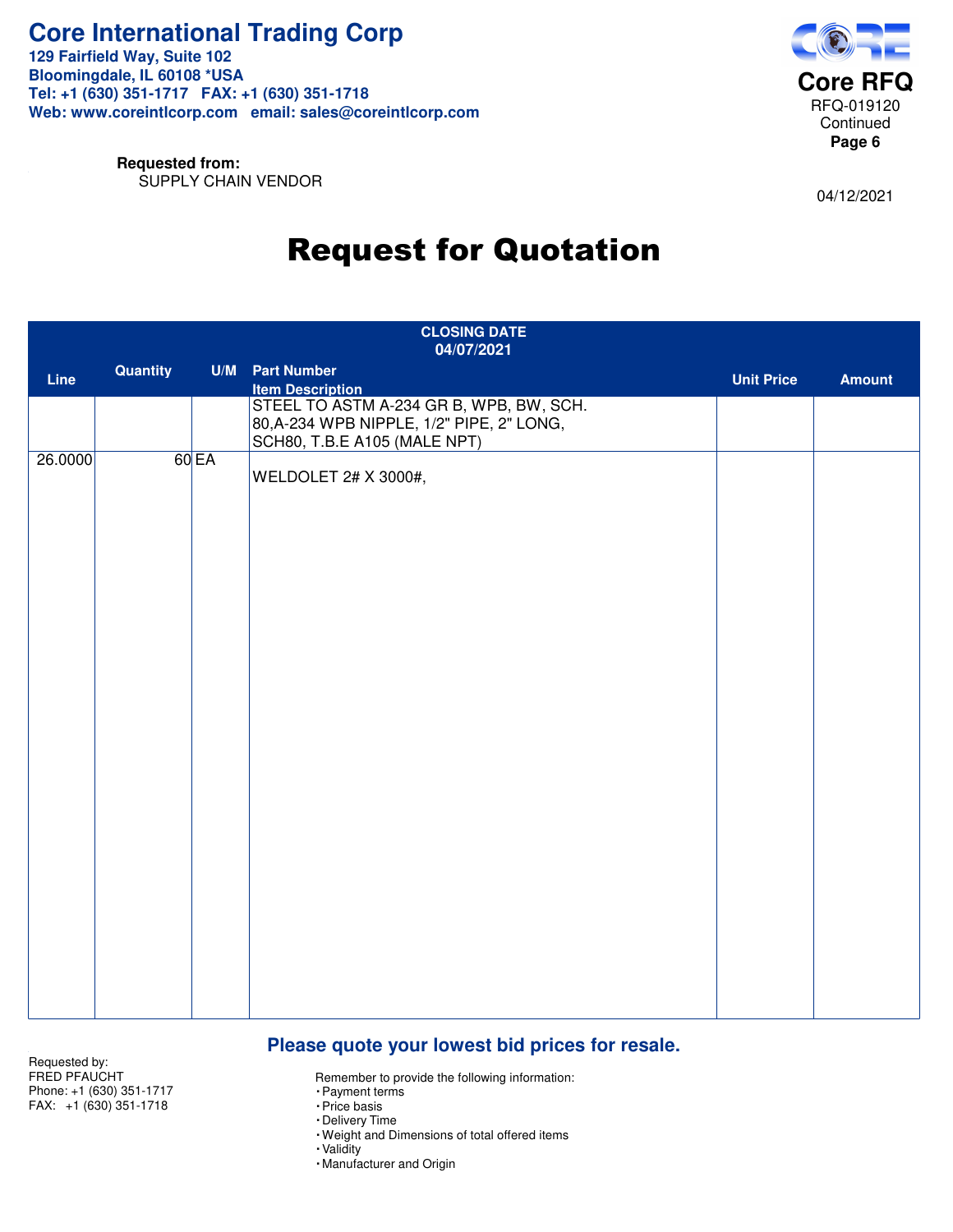# Core International Trading Corp

**129 Fairfield Way, Suite 102**
**Bloomingdale, IL 60108 *USA**
**Tel: +1 (630) 351-1717 FAX: +1 (630) 351-1718**
**Web: www.coreintlcorp.com email: sales@coreintlcorp.com**

**Core RFQ**
RFQ-019120
Continued

**Requested from:**
SUPPLY CHAIN VENDOR

04/12/2021

# Request for Quotation

**CLOSING DATE**
**04/07/2021**

| Line | Quantity | U/M | Part Number / Item Description | Unit Price | Amount |
|---|---|---|---|---|---|
| | | | STEEL TO ASTM A-234 GR B, WPB, BW, SCH. 80,A-234 WPB NIPPLE, 1/2" PIPE, 2" LONG, SCH80, T.B.E A105 (MALE NPT) | | |
| 26.0000 | 60 | EA | WELDOLET 2# X 3000#, | | |

**Please quote your lowest bid prices for resale.**

Requested by:
FRED PFAUCHT
Phone: +1 (630) 351-1717
FAX: +1 (630) 351-1718

Remember to provide the following information:
- Payment terms
- Price basis
- Delivery Time
- Weight and Dimensions of total offered items
- Validity
- Manufacturer and Origin